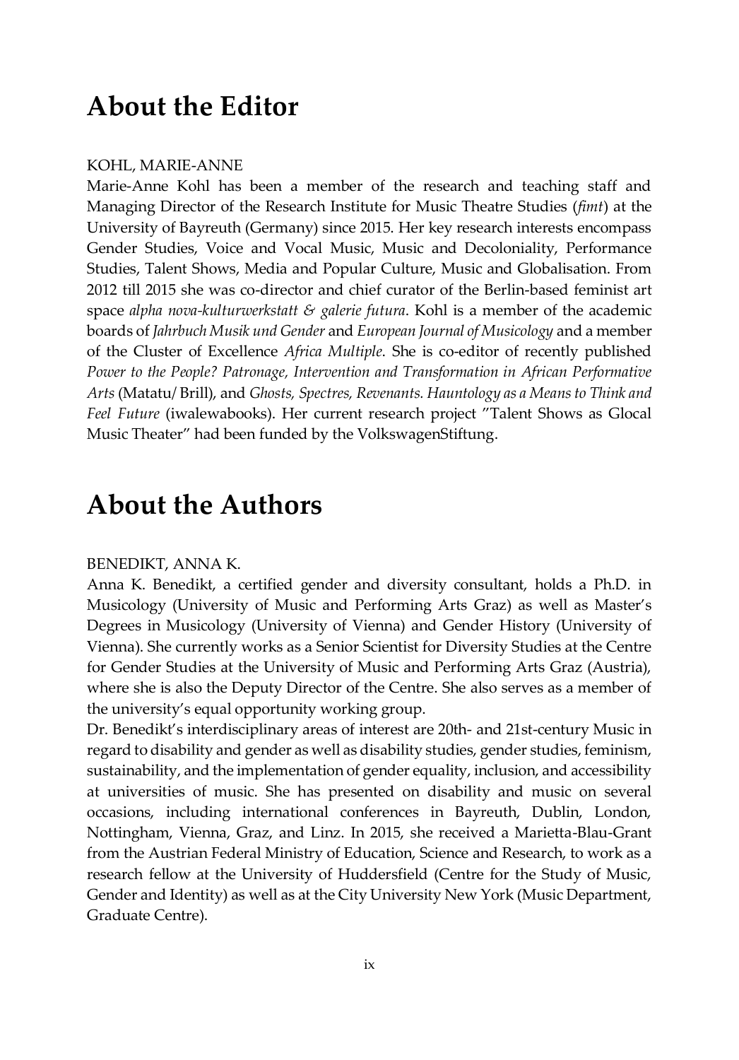# About the Editor

KOHL, MARIE-ANNE

Marie-Anne Kohl has been a member of the research and teaching staff and Managing Director of the Research Institute for Music Theatre Studies (*fimt*) at the University of Bayreuth (Germany) since 2015. Her key research interests encompass Gender Studies, Voice and Vocal Music, Music and Decoloniality, Performance Studies, Talent Shows, Media and Popular Culture, Music and Globalisation. From 2012 till 2015 she was co-director and chief curator of the Berlin-based feminist art space *alpha nova-kulturwerkstatt & galerie futura*. Kohl is a member of the academic boards of *Jahrbuch Musik und Gender* and *European Journal of Musicology* and a member of the Cluster of Excellence *Africa Multiple*. She is co-editor of recently published *Power to the People? Patronage, Intervention and Transformation in African Performative Arts* (Matatu/ Brill), and *Ghosts, Spectres, Revenants. Hauntology as a Means to Think and Feel Future* (iwalewabooks). Her current research project "Talent Shows as Glocal Music Theater" had been funded by the VolkswagenStiftung.

# About the Authors

BENEDIKT, ANNA K.

Anna K. Benedikt, a certified gender and diversity consultant, holds a Ph.D. in Musicology (University of Music and Performing Arts Graz) as well as Master's Degrees in Musicology (University of Vienna) and Gender History (University of Vienna). She currently works as a Senior Scientist for Diversity Studies at the Centre for Gender Studies at the University of Music and Performing Arts Graz (Austria), where she is also the Deputy Director of the Centre. She also serves as a member of the university's equal opportunity working group.

Dr. Benedikt's interdisciplinary areas of interest are 20th- and 21st-century Music in regard to disability and gender as well as disability studies, gender studies, feminism, sustainability, and the implementation of gender equality, inclusion, and accessibility at universities of music. She has presented on disability and music on several occasions, including international conferences in Bayreuth, Dublin, London, Nottingham, Vienna, Graz, and Linz. In 2015, she received a Marietta-Blau-Grant from the Austrian Federal Ministry of Education, Science and Research, to work as a research fellow at the University of Huddersfield (Centre for the Study of Music, Gender and Identity) as well as at the City University New York (Music Department, Graduate Centre).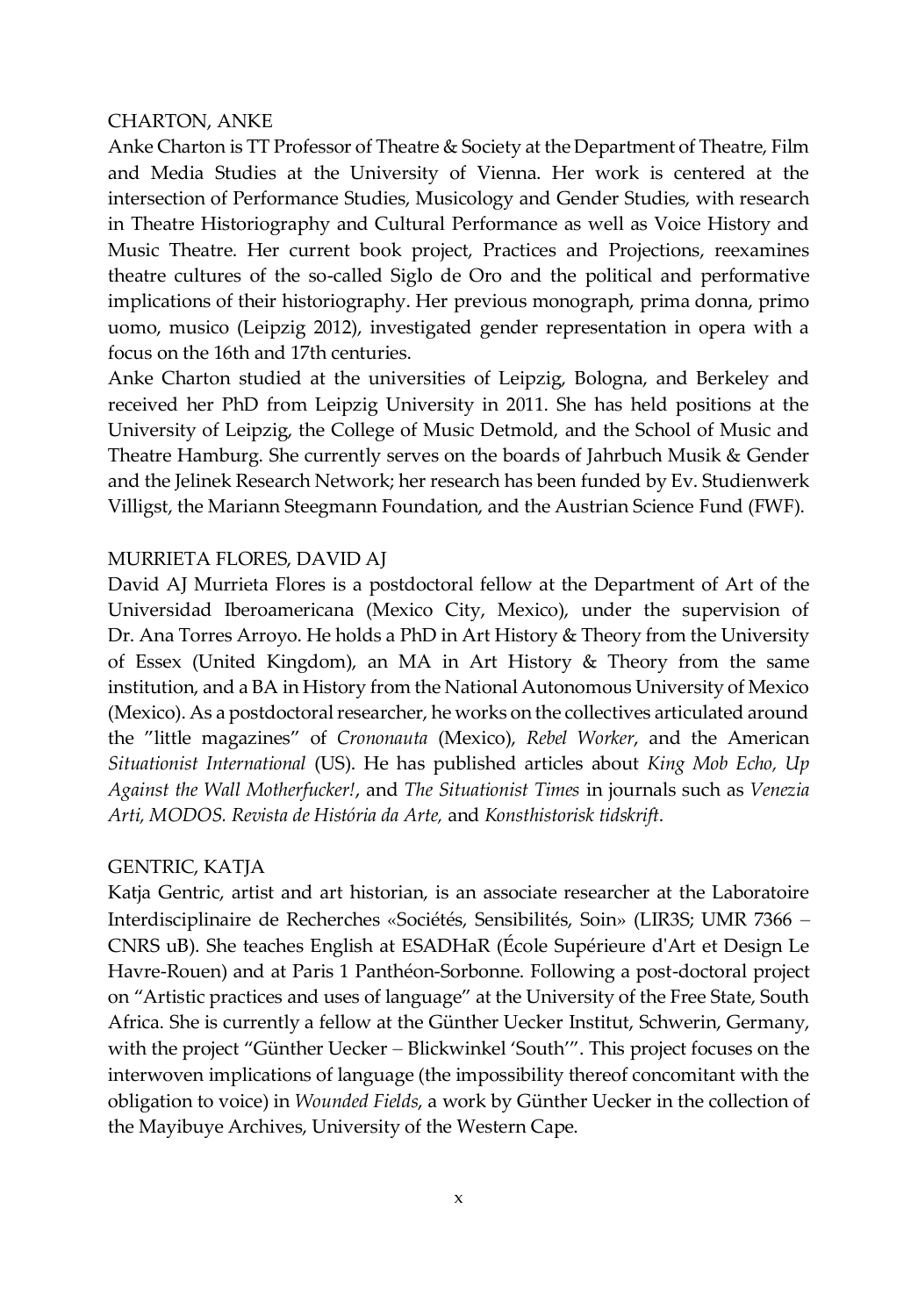CHARTON, ANKE

Anke Charton is TT Professor of Theatre & Society at the Department of Theatre, Film and Media Studies at the University of Vienna. Her work is centered at the intersection of Performance Studies, Musicology and Gender Studies, with research in Theatre Historiography and Cultural Performance as well as Voice History and Music Theatre. Her current book project, Practices and Projections, reexamines theatre cultures of the so-called Siglo de Oro and the political and performative implications of their historiography. Her previous monograph, prima donna, primo uomo, musico (Leipzig 2012), investigated gender representation in opera with a focus on the 16th and 17th centuries.

Anke Charton studied at the universities of Leipzig, Bologna, and Berkeley and received her PhD from Leipzig University in 2011. She has held positions at the University of Leipzig, the College of Music Detmold, and the School of Music and Theatre Hamburg. She currently serves on the boards of Jahrbuch Musik & Gender and the Jelinek Research Network; her research has been funded by Ev. Studienwerk Villigst, the Mariann Steegmann Foundation, and the Austrian Science Fund (FWF).

MURRIETA FLORES, DAVID AJ

David AJ Murrieta Flores is a postdoctoral fellow at the Department of Art of the Universidad Iberoamericana (Mexico City, Mexico), under the supervision of Dr. Ana Torres Arroyo. He holds a PhD in Art History & Theory from the University of Essex (United Kingdom), an MA in Art History & Theory from the same institution, and a BA in History from the National Autonomous University of Mexico (Mexico). As a postdoctoral researcher, he works on the collectives articulated around the "little magazines" of *Crononauta* (Mexico), *Rebel Worker*, and the American *Situationist International* (US). He has published articles about *King Mob Echo, Up Against the Wall Motherfucker!*, and *The Situationist Times* in journals such as *Venezia Arti, MODOS. Revista de História da Arte,* and *Konsthistorisk tidskrift*.

GENTRIC, KATJA

Katja Gentric, artist and art historian, is an associate researcher at the Laboratoire Interdisciplinaire de Recherches «Sociétés, Sensibilités, Soin» (LIR3S; UMR 7366 – CNRS uB). She teaches English at ESADHaR (École Supérieure d'Art et Design Le Havre-Rouen) and at Paris 1 Panthéon-Sorbonne. Following a post-doctoral project on "Artistic practices and uses of language" at the University of the Free State, South Africa. She is currently a fellow at the Günther Uecker Institut, Schwerin, Germany, with the project "Günther Uecker – Blickwinkel 'South'". This project focuses on the interwoven implications of language (the impossibility thereof concomitant with the obligation to voice) in *Wounded Fields*, a work by Günther Uecker in the collection of the Mayibuye Archives, University of the Western Cape.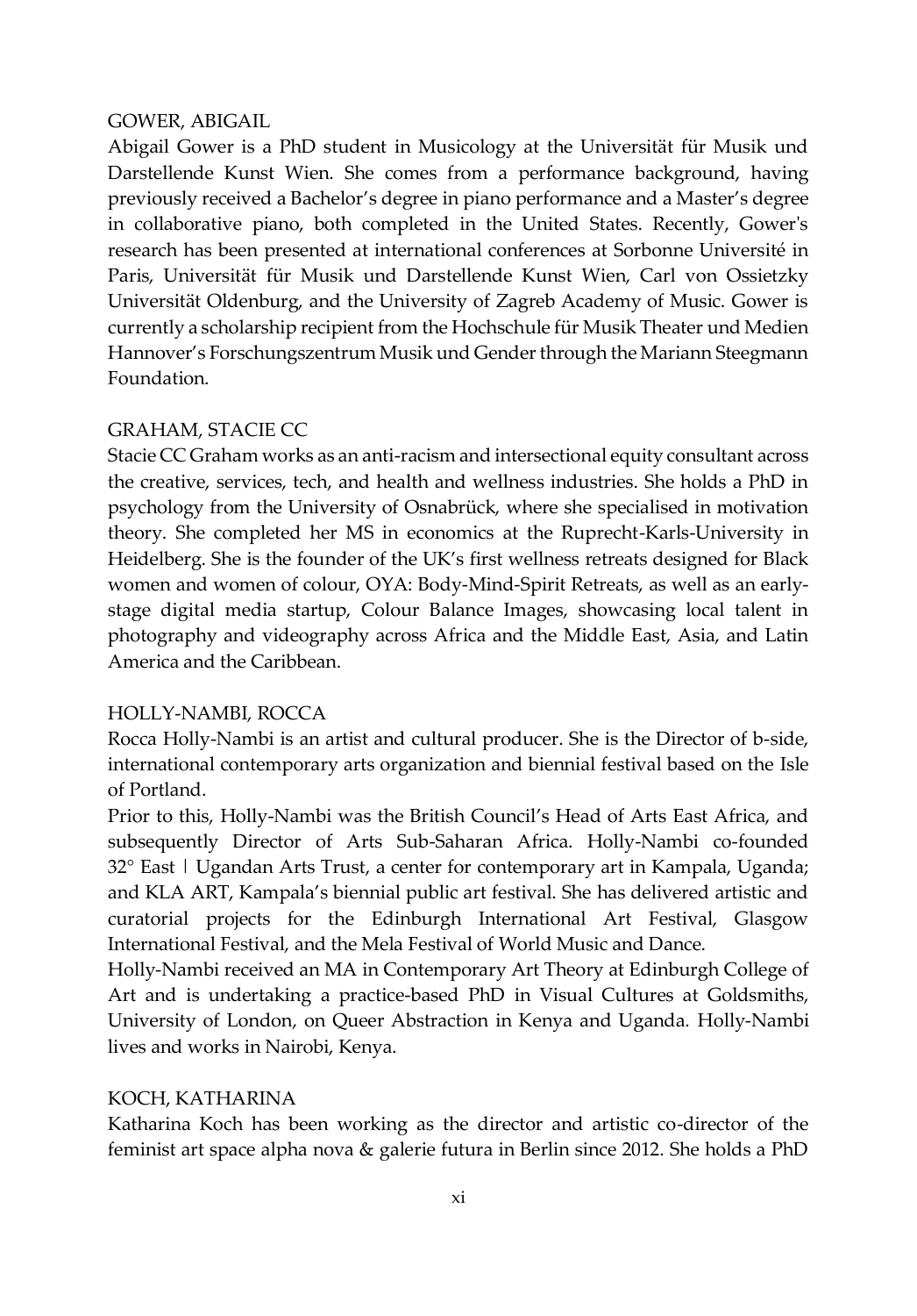GOWER, ABIGAIL

Abigail Gower is a PhD student in Musicology at the Universität für Musik und Darstellende Kunst Wien. She comes from a performance background, having previously received a Bachelor's degree in piano performance and a Master's degree in collaborative piano, both completed in the United States. Recently, Gower's research has been presented at international conferences at Sorbonne Université in Paris, Universität für Musik und Darstellende Kunst Wien, Carl von Ossietzky Universität Oldenburg, and the University of Zagreb Academy of Music. Gower is currently a scholarship recipient from the Hochschule für Musik Theater und Medien Hannover's Forschungszentrum Musik und Gender through the Mariann Steegmann Foundation.

GRAHAM, STACIE CC

Stacie CC Graham works as an anti-racism and intersectional equity consultant across the creative, services, tech, and health and wellness industries. She holds a PhD in psychology from the University of Osnabrück, where she specialised in motivation theory. She completed her MS in economics at the Ruprecht-Karls-University in Heidelberg. She is the founder of the UK's first wellness retreats designed for Black women and women of colour, OYA: Body-Mind-Spirit Retreats, as well as an early-stage digital media startup, Colour Balance Images, showcasing local talent in photography and videography across Africa and the Middle East, Asia, and Latin America and the Caribbean.

HOLLY-NAMBI, ROCCA

Rocca Holly-Nambi is an artist and cultural producer. She is the Director of b-side, international contemporary arts organization and biennial festival based on the Isle of Portland.

Prior to this, Holly-Nambi was the British Council's Head of Arts East Africa, and subsequently Director of Arts Sub-Saharan Africa. Holly-Nambi co-founded 32° East | Ugandan Arts Trust, a center for contemporary art in Kampala, Uganda; and KLA ART, Kampala's biennial public art festival. She has delivered artistic and curatorial projects for the Edinburgh International Art Festival, Glasgow International Festival, and the Mela Festival of World Music and Dance.

Holly-Nambi received an MA in Contemporary Art Theory at Edinburgh College of Art and is undertaking a practice-based PhD in Visual Cultures at Goldsmiths, University of London, on Queer Abstraction in Kenya and Uganda. Holly-Nambi lives and works in Nairobi, Kenya.

KOCH, KATHARINA

Katharina Koch has been working as the director and artistic co-director of the feminist art space alpha nova & galerie futura in Berlin since 2012. She holds a PhD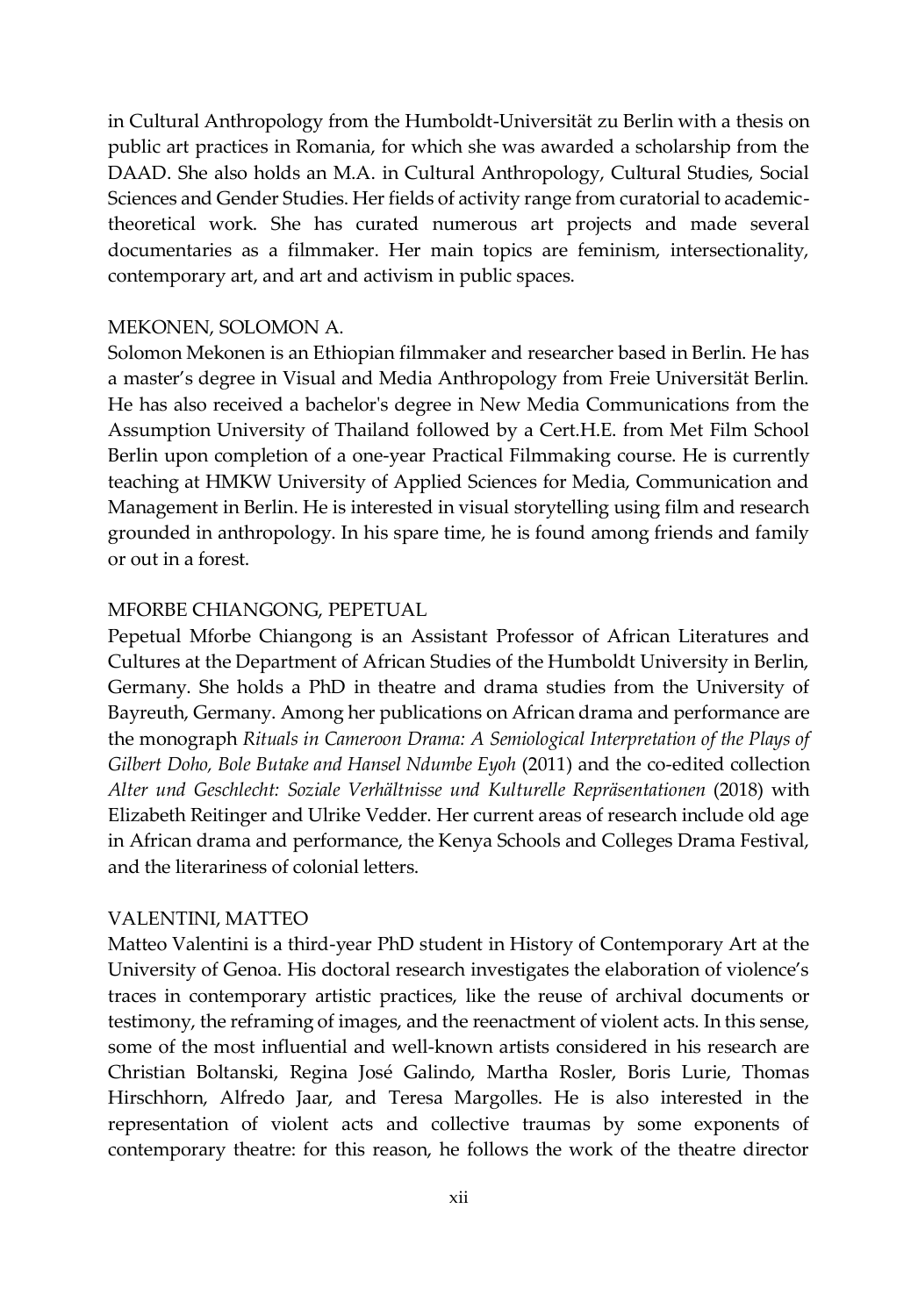in Cultural Anthropology from the Humboldt-Universität zu Berlin with a thesis on public art practices in Romania, for which she was awarded a scholarship from the DAAD. She also holds an M.A. in Cultural Anthropology, Cultural Studies, Social Sciences and Gender Studies. Her fields of activity range from curatorial to academic-theoretical work. She has curated numerous art projects and made several documentaries as a filmmaker. Her main topics are feminism, intersectionality, contemporary art, and art and activism in public spaces.

MEKONEN, SOLOMON A.

Solomon Mekonen is an Ethiopian filmmaker and researcher based in Berlin. He has a master's degree in Visual and Media Anthropology from Freie Universität Berlin. He has also received a bachelor's degree in New Media Communications from the Assumption University of Thailand followed by a Cert.H.E. from Met Film School Berlin upon completion of a one-year Practical Filmmaking course. He is currently teaching at HMKW University of Applied Sciences for Media, Communication and Management in Berlin. He is interested in visual storytelling using film and research grounded in anthropology. In his spare time, he is found among friends and family or out in a forest.

MFORBE CHIANGONG, PEPETUAL

Pepetual Mforbe Chiangong is an Assistant Professor of African Literatures and Cultures at the Department of African Studies of the Humboldt University in Berlin, Germany. She holds a PhD in theatre and drama studies from the University of Bayreuth, Germany. Among her publications on African drama and performance are the monograph *Rituals in Cameroon Drama: A Semiological Interpretation of the Plays of Gilbert Doho, Bole Butake and Hansel Ndumbe Eyoh* (2011) and the co-edited collection *Alter und Geschlecht: Soziale Verhältnisse und Kulturelle Repräsentationen* (2018) with Elizabeth Reitinger and Ulrike Vedder. Her current areas of research include old age in African drama and performance, the Kenya Schools and Colleges Drama Festival, and the literariness of colonial letters.

VALENTINI, MATTEO

Matteo Valentini is a third-year PhD student in History of Contemporary Art at the University of Genoa. His doctoral research investigates the elaboration of violence's traces in contemporary artistic practices, like the reuse of archival documents or testimony, the reframing of images, and the reenactment of violent acts. In this sense, some of the most influential and well-known artists considered in his research are Christian Boltanski, Regina José Galindo, Martha Rosler, Boris Lurie, Thomas Hirschhorn, Alfredo Jaar, and Teresa Margolles. He is also interested in the representation of violent acts and collective traumas by some exponents of contemporary theatre: for this reason, he follows the work of the theatre director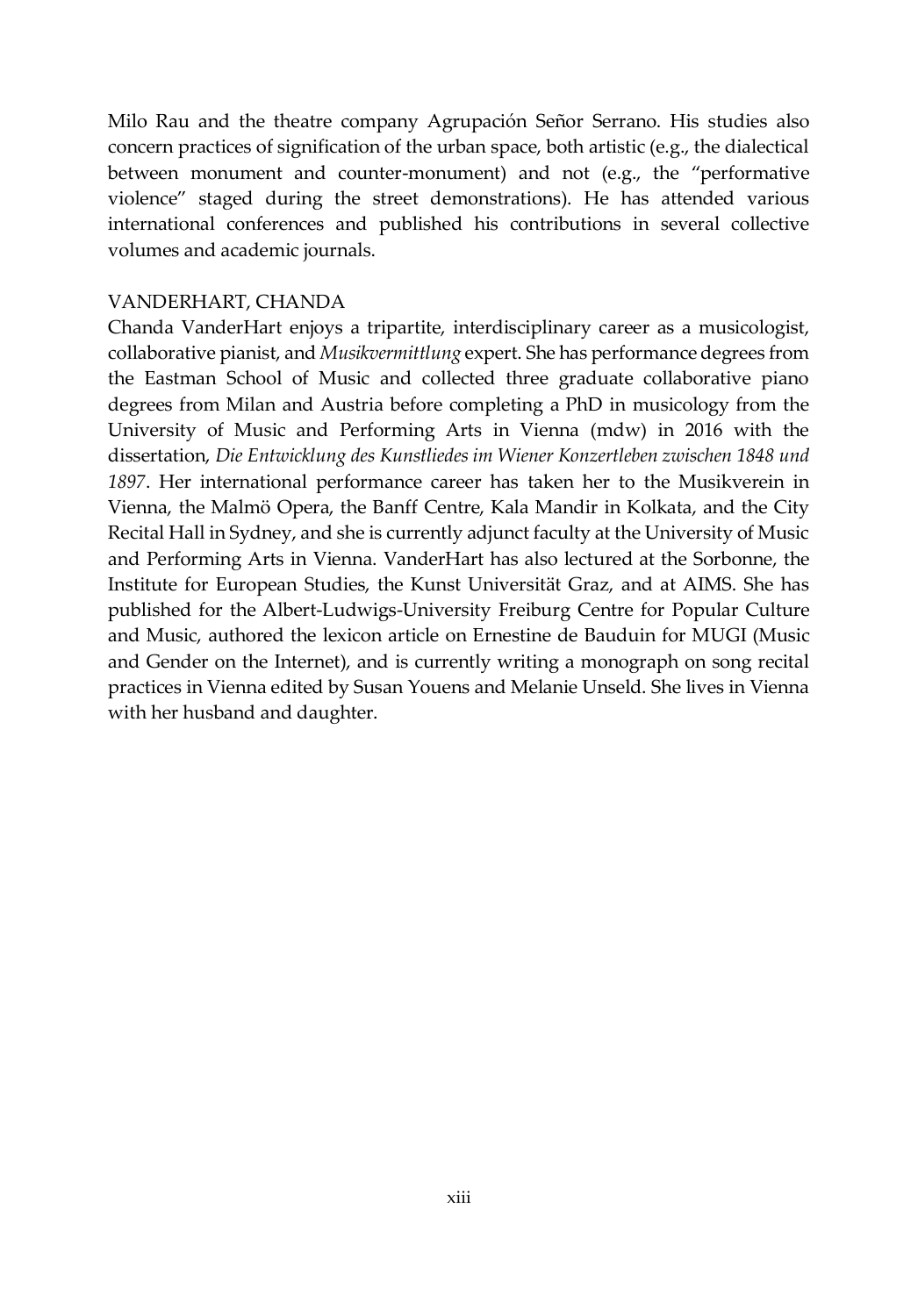Milo Rau and the theatre company Agrupación Señor Serrano. His studies also concern practices of signification of the urban space, both artistic (e.g., the dialectical between monument and counter-monument) and not (e.g., the "performative violence" staged during the street demonstrations). He has attended various international conferences and published his contributions in several collective volumes and academic journals.

VANDERHART, CHANDA

Chanda VanderHart enjoys a tripartite, interdisciplinary career as a musicologist, collaborative pianist, and *Musikvermittlung* expert. She has performance degrees from the Eastman School of Music and collected three graduate collaborative piano degrees from Milan and Austria before completing a PhD in musicology from the University of Music and Performing Arts in Vienna (mdw) in 2016 with the dissertation, *Die Entwicklung des Kunstliedes im Wiener Konzertleben zwischen 1848 und 1897*. Her international performance career has taken her to the Musikverein in Vienna, the Malmö Opera, the Banff Centre, Kala Mandir in Kolkata, and the City Recital Hall in Sydney, and she is currently adjunct faculty at the University of Music and Performing Arts in Vienna. VanderHart has also lectured at the Sorbonne, the Institute for European Studies, the Kunst Universität Graz, and at AIMS. She has published for the Albert-Ludwigs-University Freiburg Centre for Popular Culture and Music, authored the lexicon article on Ernestine de Bauduin for MUGI (Music and Gender on the Internet), and is currently writing a monograph on song recital practices in Vienna edited by Susan Youens and Melanie Unseld. She lives in Vienna with her husband and daughter.